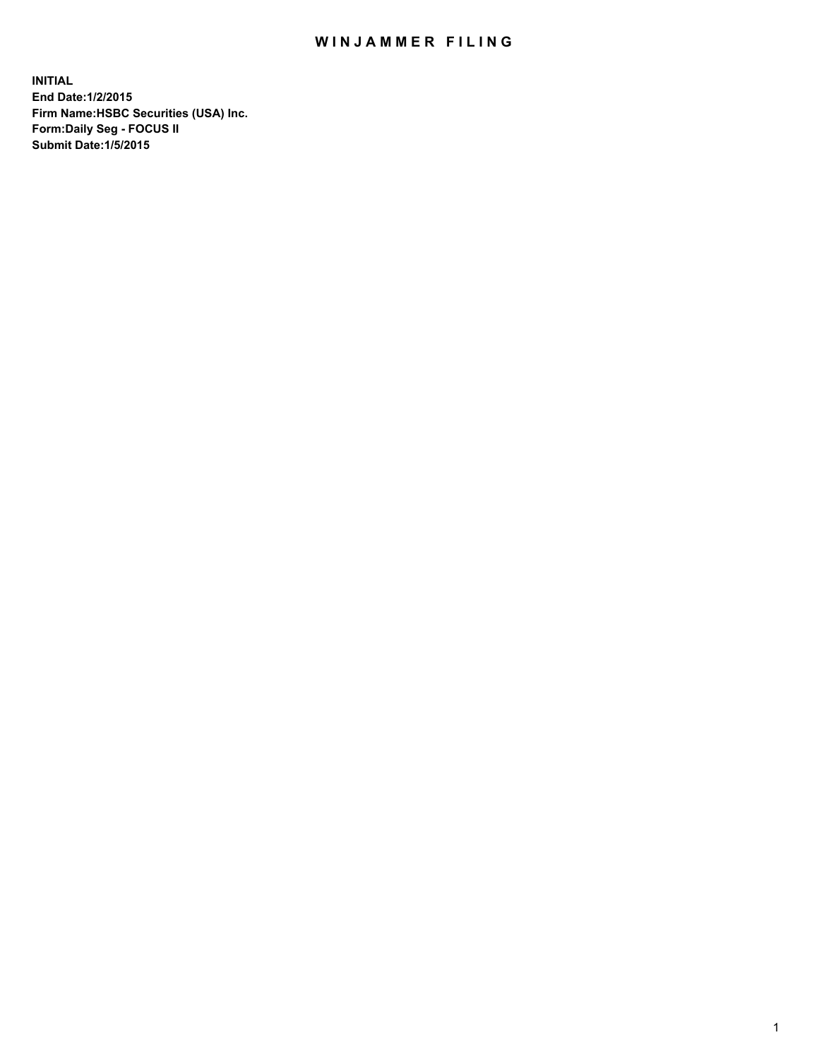# WINJAMMER FILING

**INITIAL**
**End Date:1/2/2015**
**Firm Name:HSBC Securities (USA) Inc.**
**Form:Daily Seg - FOCUS II**
**Submit Date:1/5/2015**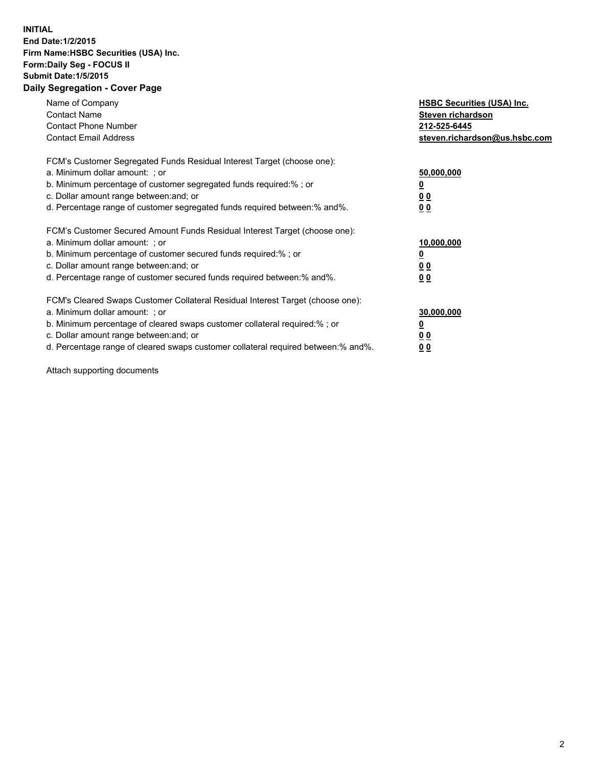**INITIAL**
**End Date:1/2/2015**
**Firm Name:HSBC Securities (USA) Inc.**
**Form:Daily Seg - FOCUS II**
**Submit Date:1/5/2015**

## Daily Segregation - Cover Page

| | |
|---|---|
| Name of Company | **HSBC Securities (USA) Inc.** |
| Contact Name | **Steven richardson** |
| Contact Phone Number | **212-525-6445** |
| Contact Email Address | **steven.richardson@us.hsbc.com** |

FCM's Customer Segregated Funds Residual Interest Target (choose one):

| | |
|---|---|
| a. Minimum dollar amount: ; or | **50,000,000** |
| b. Minimum percentage of customer segregated funds required:% ; or | **0** |
| c. Dollar amount range between:and; or | **0 0** |
| d. Percentage range of customer segregated funds required between:% and%. | **0 0** |

FCM's Customer Secured Amount Funds Residual Interest Target (choose one):

| | |
|---|---|
| a. Minimum dollar amount: ; or | **10,000,000** |
| b. Minimum percentage of customer secured funds required:% ; or | **0** |
| c. Dollar amount range between:and; or | **0 0** |
| d. Percentage range of customer secured funds required between:% and%. | **0 0** |

FCM's Cleared Swaps Customer Collateral Residual Interest Target (choose one):

| | |
|---|---|
| a. Minimum dollar amount: ; or | **30,000,000** |
| b. Minimum percentage of cleared swaps customer collateral required:% ; or | **0** |
| c. Dollar amount range between:and; or | **0 0** |
| d. Percentage range of cleared swaps customer collateral required between:% and%. | **0 0** |

Attach supporting documents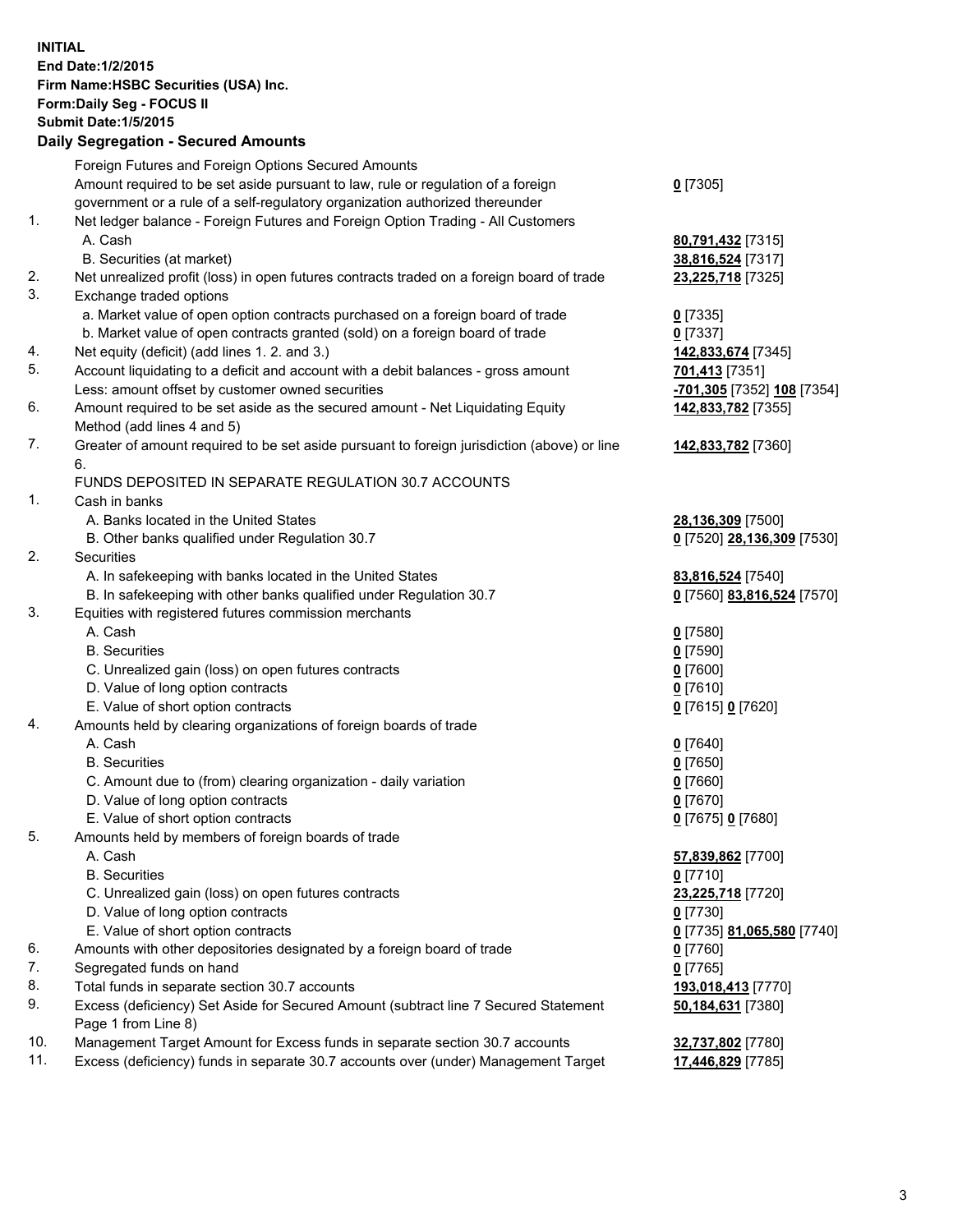**INITIAL**
**End Date:1/2/2015**
**Firm Name:HSBC Securities (USA) Inc.**
**Form:Daily Seg - FOCUS II**
**Submit Date:1/5/2015**

## Daily Segregation - Secured Amounts

| | | |
|---|---|---|
| | Foreign Futures and Foreign Options Secured Amounts | |
| | Amount required to be set aside pursuant to law, rule or regulation of a foreign government or a rule of a self-regulatory organization authorized thereunder | **0** [7305] |
| 1. | Net ledger balance - Foreign Futures and Foreign Option Trading - All Customers | |
| | A. Cash | **80,791,432** [7315] |
| | B. Securities (at market) | **38,816,524** [7317] |
| 2. | Net unrealized profit (loss) in open futures contracts traded on a foreign board of trade | **23,225,718** [7325] |
| 3. | Exchange traded options | |
| | a. Market value of open option contracts purchased on a foreign board of trade | **0** [7335] |
| | b. Market value of open contracts granted (sold) on a foreign board of trade | **0** [7337] |
| 4. | Net equity (deficit) (add lines 1. 2. and 3.) | **142,833,674** [7345] |
| 5. | Account liquidating to a deficit and account with a debit balances - gross amount | **701,413** [7351] |
| | Less: amount offset by customer owned securities | **-701,305** [7352] **108** [7354] |
| 6. | Amount required to be set aside as the secured amount - Net Liquidating Equity Method (add lines 4 and 5) | **142,833,782** [7355] |
| 7. | Greater of amount required to be set aside pursuant to foreign jurisdiction (above) or line 6. | **142,833,782** [7360] |
| | FUNDS DEPOSITED IN SEPARATE REGULATION 30.7 ACCOUNTS | |
| 1. | Cash in banks | |
| | A. Banks located in the United States | **28,136,309** [7500] |
| | B. Other banks qualified under Regulation 30.7 | **0** [7520] **28,136,309** [7530] |
| 2. | Securities | |
| | A. In safekeeping with banks located in the United States | **83,816,524** [7540] |
| | B. In safekeeping with other banks qualified under Regulation 30.7 | **0** [7560] **83,816,524** [7570] |
| 3. | Equities with registered futures commission merchants | |
| | A. Cash | **0** [7580] |
| | B. Securities | **0** [7590] |
| | C. Unrealized gain (loss) on open futures contracts | **0** [7600] |
| | D. Value of long option contracts | **0** [7610] |
| | E. Value of short option contracts | **0** [7615] **0** [7620] |
| 4. | Amounts held by clearing organizations of foreign boards of trade | |
| | A. Cash | **0** [7640] |
| | B. Securities | **0** [7650] |
| | C. Amount due to (from) clearing organization - daily variation | **0** [7660] |
| | D. Value of long option contracts | **0** [7670] |
| | E. Value of short option contracts | **0** [7675] **0** [7680] |
| 5. | Amounts held by members of foreign boards of trade | |
| | A. Cash | **57,839,862** [7700] |
| | B. Securities | **0** [7710] |
| | C. Unrealized gain (loss) on open futures contracts | **23,225,718** [7720] |
| | D. Value of long option contracts | **0** [7730] |
| | E. Value of short option contracts | **0** [7735] **81,065,580** [7740] |
| 6. | Amounts with other depositories designated by a foreign board of trade | **0** [7760] |
| 7. | Segregated funds on hand | **0** [7765] |
| 8. | Total funds in separate section 30.7 accounts | **193,018,413** [7770] |
| 9. | Excess (deficiency) Set Aside for Secured Amount (subtract line 7 Secured Statement Page 1 from Line 8) | **50,184,631** [7380] |
| 10. | Management Target Amount for Excess funds in separate section 30.7 accounts | **32,737,802** [7780] |
| 11. | Excess (deficiency) funds in separate 30.7 accounts over (under) Management Target | **17,446,829** [7785] |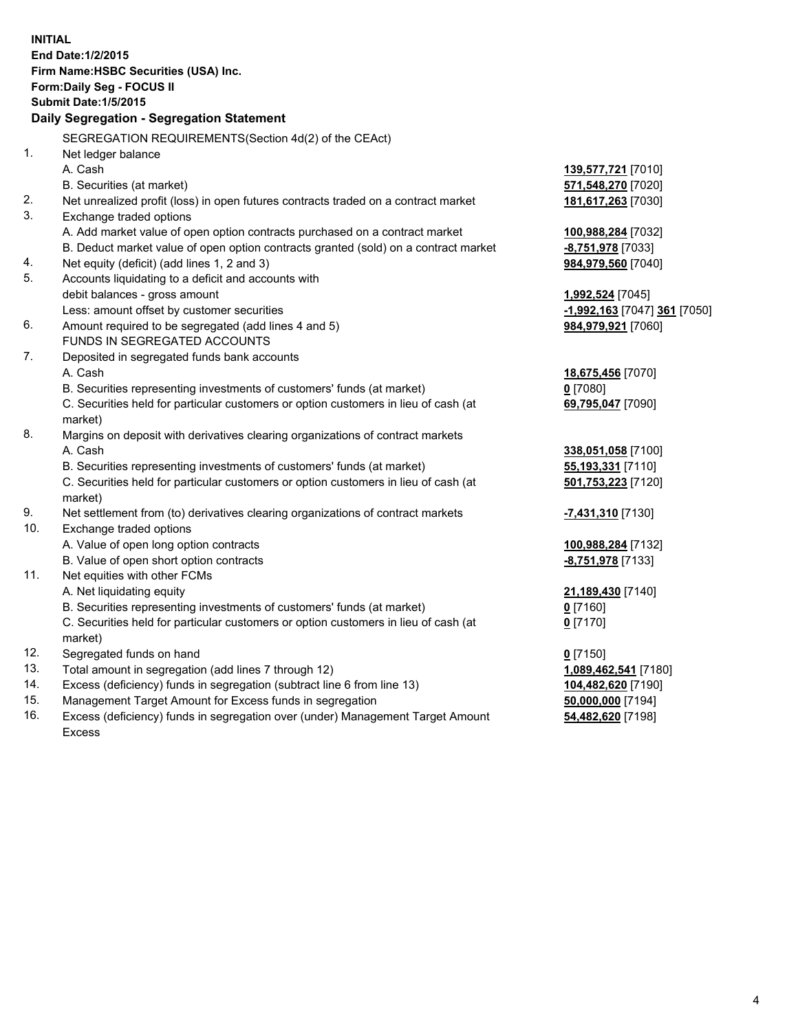**INITIAL**
**End Date:1/2/2015**
**Firm Name:HSBC Securities (USA) Inc.**
**Form:Daily Seg - FOCUS II**
**Submit Date:1/5/2015**

## Daily Segregation - Segregation Statement

SEGREGATION REQUIREMENTS(Section 4d(2) of the CEAct)

| | | |
|---|---|---|
| 1. | Net ledger balance | |
| | A. Cash | **139,577,721** [7010] |
| | B. Securities (at market) | **571,548,270** [7020] |
| 2. | Net unrealized profit (loss) in open futures contracts traded on a contract market | **181,617,263** [7030] |
| 3. | Exchange traded options | |
| | A. Add market value of open option contracts purchased on a contract market | **100,988,284** [7032] |
| | B. Deduct market value of open option contracts granted (sold) on a contract market | **-8,751,978** [7033] |
| 4. | Net equity (deficit) (add lines 1, 2 and 3) | **984,979,560** [7040] |
| 5. | Accounts liquidating to a deficit and accounts with debit balances - gross amount | **1,992,524** [7045] |
| | Less: amount offset by customer securities | **-1,992,163** [7047] **361** [7050] |
| 6. | Amount required to be segregated (add lines 4 and 5) | **984,979,921** [7060] |
| | FUNDS IN SEGREGATED ACCOUNTS | |
| 7. | Deposited in segregated funds bank accounts | |
| | A. Cash | **18,675,456** [7070] |
| | B. Securities representing investments of customers' funds (at market) | **0** [7080] |
| | C. Securities held for particular customers or option customers in lieu of cash (at market) | **69,795,047** [7090] |
| 8. | Margins on deposit with derivatives clearing organizations of contract markets | |
| | A. Cash | **338,051,058** [7100] |
| | B. Securities representing investments of customers' funds (at market) | **55,193,331** [7110] |
| | C. Securities held for particular customers or option customers in lieu of cash (at market) | **501,753,223** [7120] |
| 9. | Net settlement from (to) derivatives clearing organizations of contract markets | **-7,431,310** [7130] |
| 10. | Exchange traded options | |
| | A. Value of open long option contracts | **100,988,284** [7132] |
| | B. Value of open short option contracts | **-8,751,978** [7133] |
| 11. | Net equities with other FCMs | |
| | A. Net liquidating equity | **21,189,430** [7140] |
| | B. Securities representing investments of customers' funds (at market) | **0** [7160] |
| | C. Securities held for particular customers or option customers in lieu of cash (at market) | **0** [7170] |
| 12. | Segregated funds on hand | **0** [7150] |
| 13. | Total amount in segregation (add lines 7 through 12) | **1,089,462,541** [7180] |
| 14. | Excess (deficiency) funds in segregation (subtract line 6 from line 13) | **104,482,620** [7190] |
| 15. | Management Target Amount for Excess funds in segregation | **50,000,000** [7194] |
| 16. | Excess (deficiency) funds in segregation over (under) Management Target Amount Excess | **54,482,620** [7198] |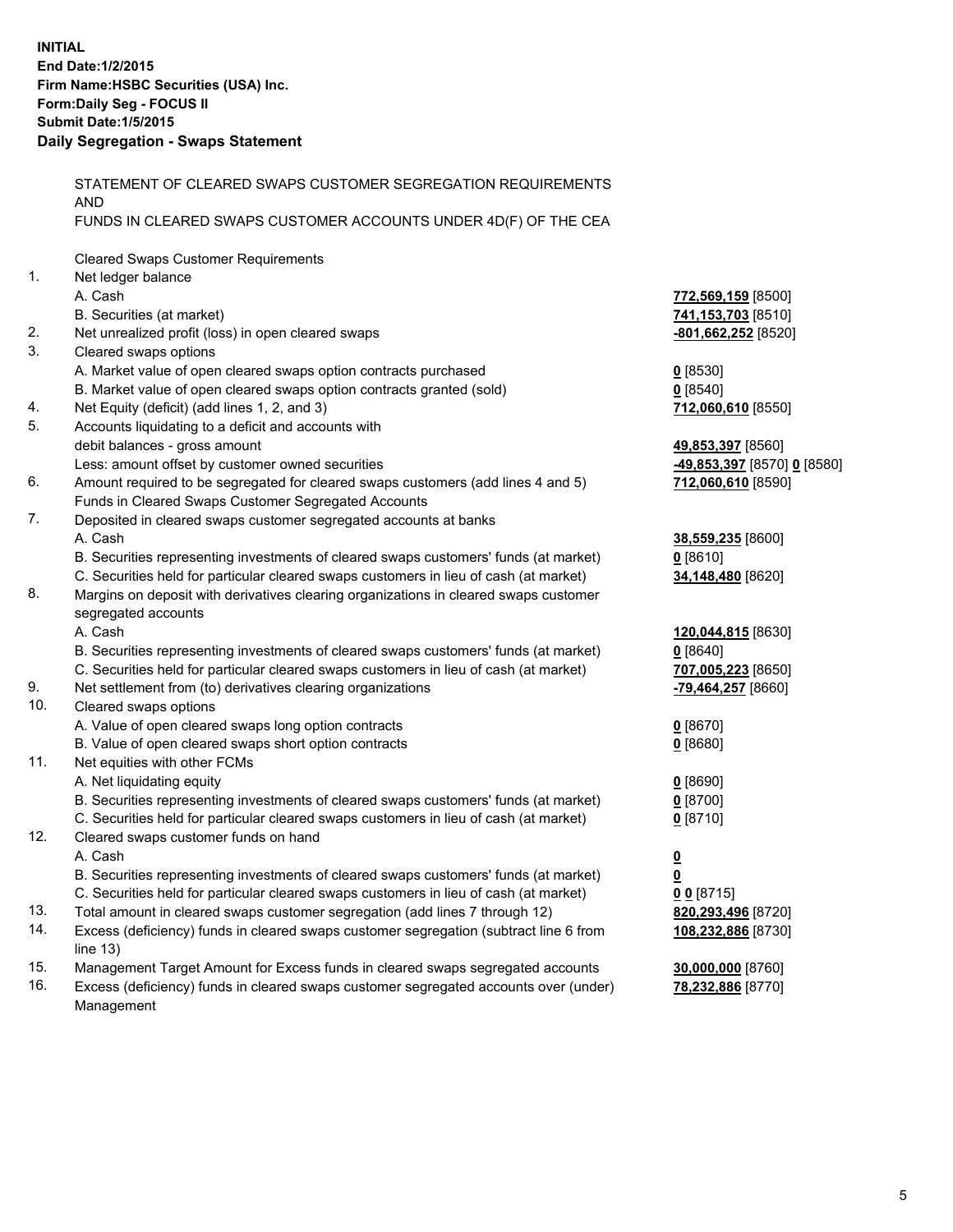**INITIAL**
**End Date:1/2/2015**
**Firm Name:HSBC Securities (USA) Inc.**
**Form:Daily Seg - FOCUS II**
**Submit Date:1/5/2015**
**Daily Segregation - Swaps Statement**

STATEMENT OF CLEARED SWAPS CUSTOMER SEGREGATION REQUIREMENTS AND FUNDS IN CLEARED SWAPS CUSTOMER ACCOUNTS UNDER 4D(F) OF THE CEA

| | | |
|---|---|---|
| | Cleared Swaps Customer Requirements | |
| 1. | Net ledger balance | |
| | A. Cash | **772,569,159** [8500] |
| | B. Securities (at market) | **741,153,703** [8510] |
| 2. | Net unrealized profit (loss) in open cleared swaps | **-801,662,252** [8520] |
| 3. | Cleared swaps options | |
| | A. Market value of open cleared swaps option contracts purchased | **0** [8530] |
| | B. Market value of open cleared swaps option contracts granted (sold) | **0** [8540] |
| 4. | Net Equity (deficit) (add lines 1, 2, and 3) | **712,060,610** [8550] |
| 5. | Accounts liquidating to a deficit and accounts with debit balances - gross amount | **49,853,397** [8560] |
| | Less: amount offset by customer owned securities | **-49,853,397** [8570] **0** [8580] |
| 6. | Amount required to be segregated for cleared swaps customers (add lines 4 and 5) | **712,060,610** [8590] |
| | Funds in Cleared Swaps Customer Segregated Accounts | |
| 7. | Deposited in cleared swaps customer segregated accounts at banks | |
| | A. Cash | **38,559,235** [8600] |
| | B. Securities representing investments of cleared swaps customers' funds (at market) | **0** [8610] |
| | C. Securities held for particular cleared swaps customers in lieu of cash (at market) | **34,148,480** [8620] |
| 8. | Margins on deposit with derivatives clearing organizations in cleared swaps customer segregated accounts | |
| | A. Cash | **120,044,815** [8630] |
| | B. Securities representing investments of cleared swaps customers' funds (at market) | **0** [8640] |
| | C. Securities held for particular cleared swaps customers in lieu of cash (at market) | **707,005,223** [8650] |
| 9. | Net settlement from (to) derivatives clearing organizations | **-79,464,257** [8660] |
| 10. | Cleared swaps options | |
| | A. Value of open cleared swaps long option contracts | **0** [8670] |
| | B. Value of open cleared swaps short option contracts | **0** [8680] |
| 11. | Net equities with other FCMs | |
| | A. Net liquidating equity | **0** [8690] |
| | B. Securities representing investments of cleared swaps customers' funds (at market) | **0** [8700] |
| | C. Securities held for particular cleared swaps customers in lieu of cash (at market) | **0** [8710] |
| 12. | Cleared swaps customer funds on hand | |
| | A. Cash | **0** |
| | B. Securities representing investments of cleared swaps customers' funds (at market) | **0** |
| | C. Securities held for particular cleared swaps customers in lieu of cash (at market) | **0** **0** [8715] |
| 13. | Total amount in cleared swaps customer segregation (add lines 7 through 12) | **820,293,496** [8720] |
| 14. | Excess (deficiency) funds in cleared swaps customer segregation (subtract line 6 from line 13) | **108,232,886** [8730] |
| 15. | Management Target Amount for Excess funds in cleared swaps segregated accounts | **30,000,000** [8760] |
| 16. | Excess (deficiency) funds in cleared swaps customer segregated accounts over (under) Management | **78,232,886** [8770] |